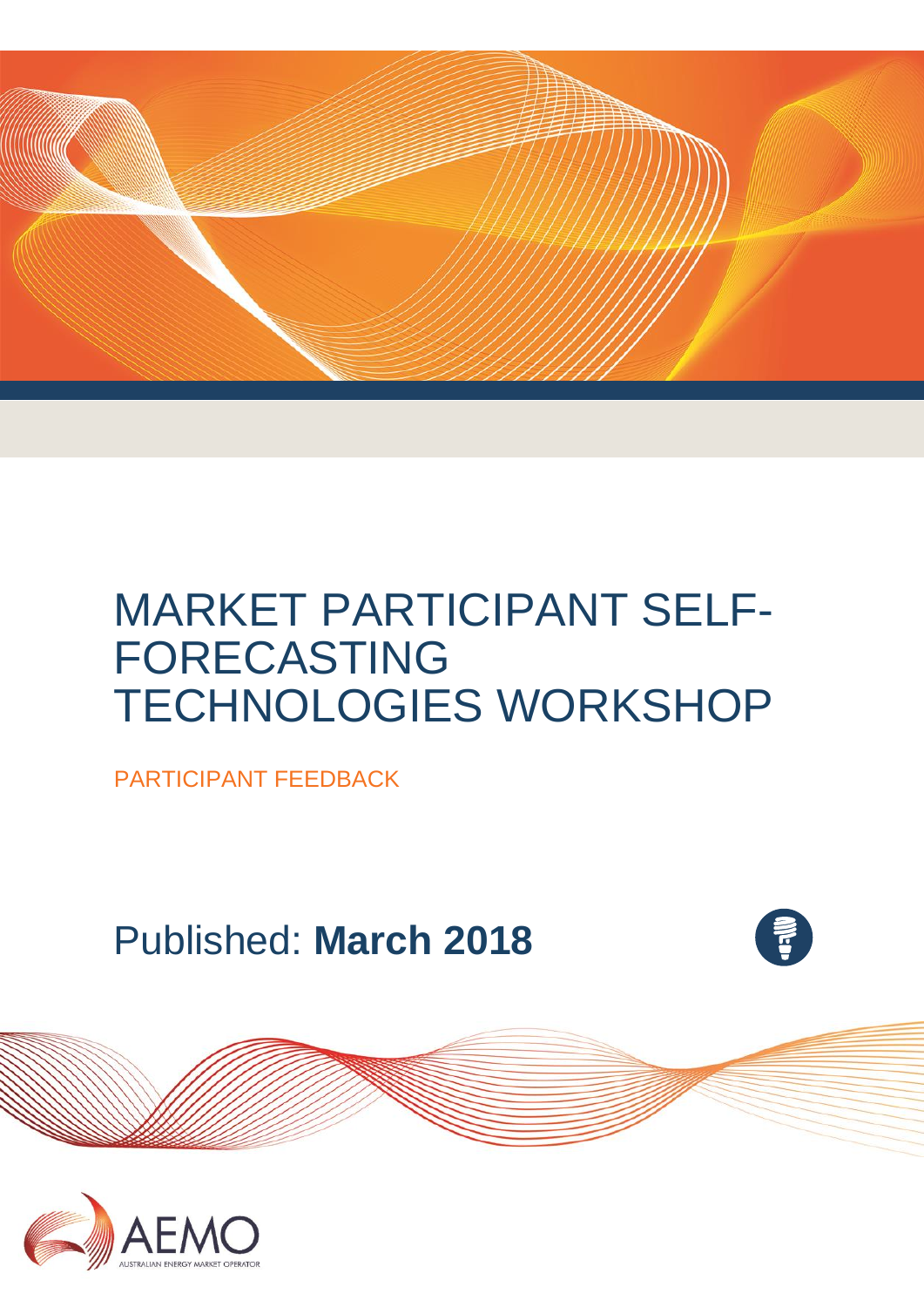# MARKET PARTICIPANT SELF-FORECASTING TECHNOLOGIES WORKSHOP

PARTICIPANT FEEDBACK

Published: **March 2018**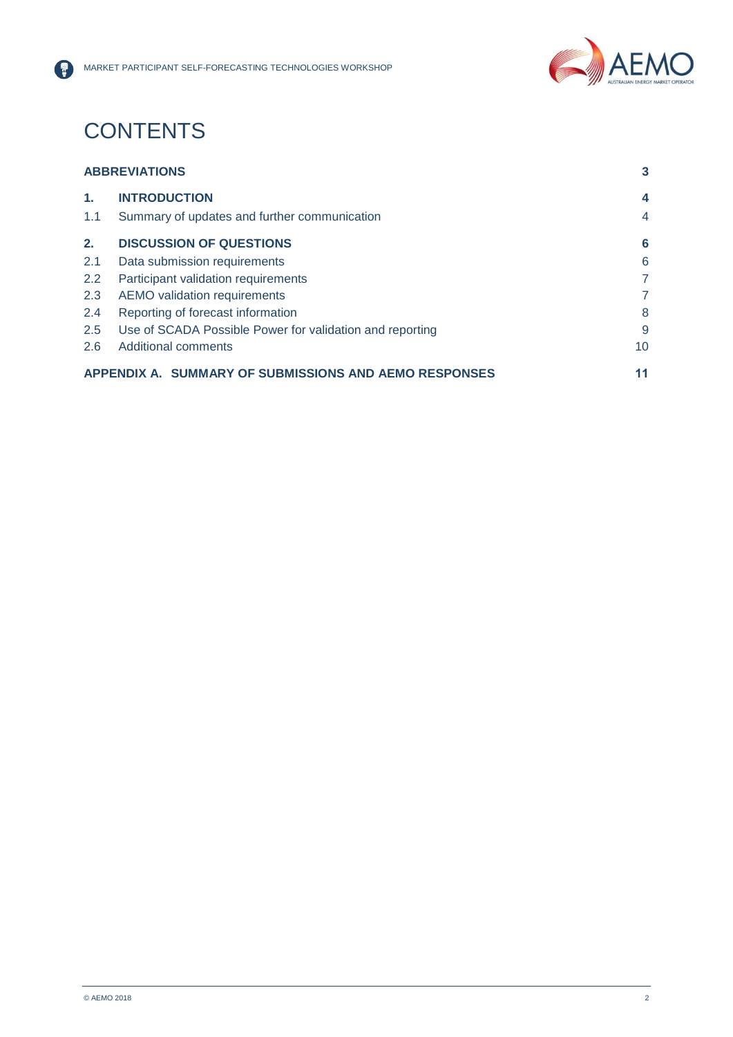# CONTENTS

| | | |
|---|---|---|
| **ABBREVIATIONS** | | **3** |
| **1.** | **INTRODUCTION** | **4** |
| 1.1 | Summary of updates and further communication | 4 |
| **2.** | **DISCUSSION OF QUESTIONS** | **6** |
| 2.1 | Data submission requirements | 6 |
| 2.2 | Participant validation requirements | 7 |
| 2.3 | AEMO validation requirements | 7 |
| 2.4 | Reporting of forecast information | 8 |
| 2.5 | Use of SCADA Possible Power for validation and reporting | 9 |
| 2.6 | Additional comments | 10 |
| **APPENDIX A. SUMMARY OF SUBMISSIONS AND AEMO RESPONSES** | | **11** |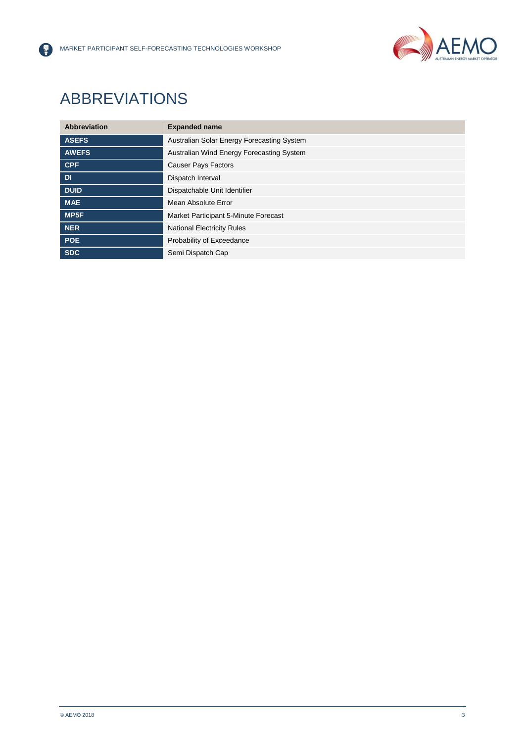# ABBREVIATIONS

| Abbreviation | Expanded name |
| --- | --- |
| **ASEFS** | Australian Solar Energy Forecasting System |
| **AWEFS** | Australian Wind Energy Forecasting System |
| **CPF** | Causer Pays Factors |
| **DI** | Dispatch Interval |
| **DUID** | Dispatchable Unit Identifier |
| **MAE** | Mean Absolute Error |
| **MP5F** | Market Participant 5-Minute Forecast |
| **NER** | National Electricity Rules |
| **POE** | Probability of Exceedance |
| **SDC** | Semi Dispatch Cap |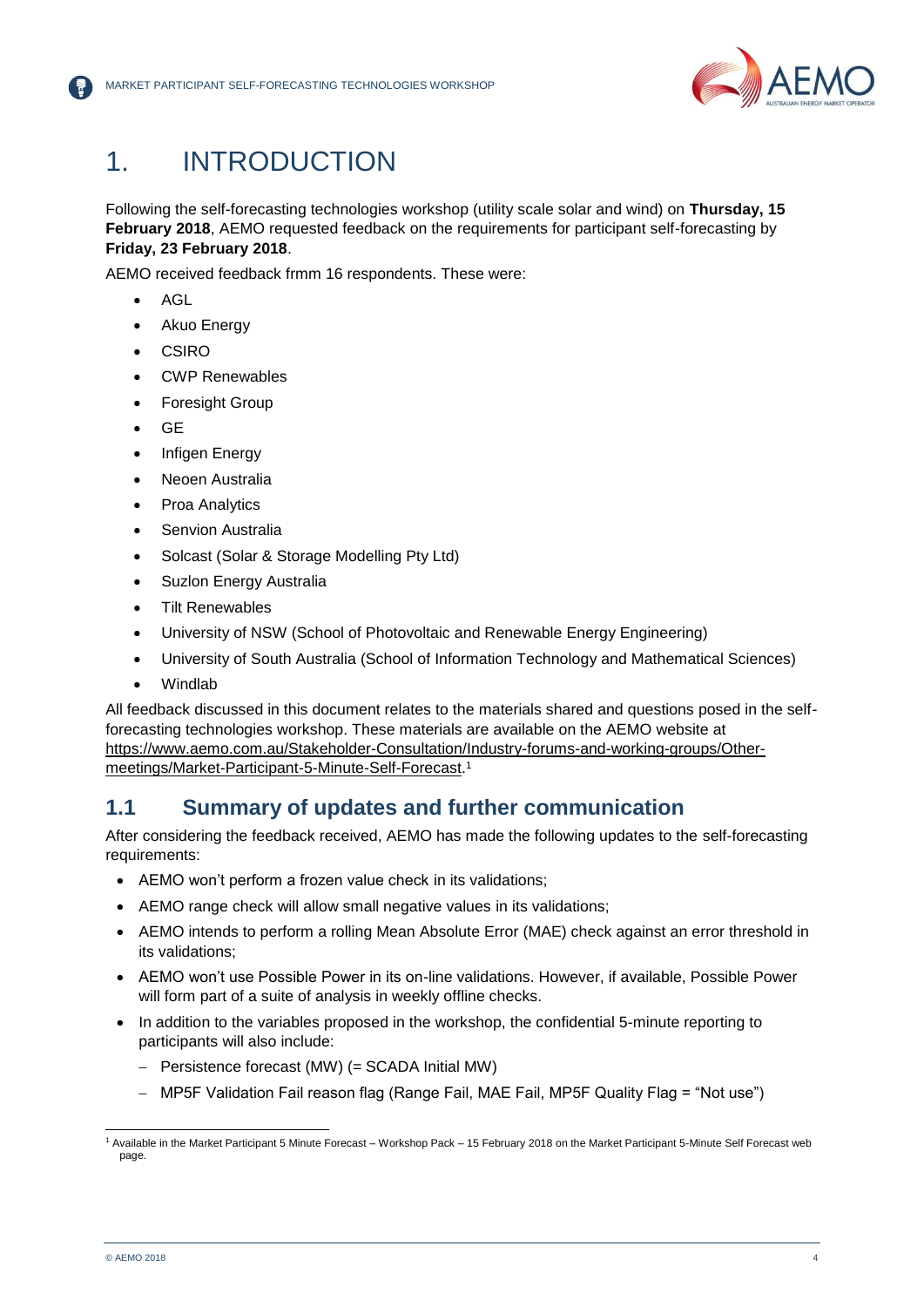# 1. INTRODUCTION

Following the self-forecasting technologies workshop (utility scale solar and wind) on **Thursday, 15 February 2018**, AEMO requested feedback on the requirements for participant self-forecasting by **Friday, 23 February 2018**.

AEMO received feedback frmm 16 respondents. These were:

- AGL
- Akuo Energy
- CSIRO
- CWP Renewables
- Foresight Group
- GE
- Infigen Energy
- Neoen Australia
- Proa Analytics
- Senvion Australia
- Solcast (Solar & Storage Modelling Pty Ltd)
- Suzlon Energy Australia
- Tilt Renewables
- University of NSW (School of Photovoltaic and Renewable Energy Engineering)
- University of South Australia (School of Information Technology and Mathematical Sciences)
- Windlab

All feedback discussed in this document relates to the materials shared and questions posed in the self-forecasting technologies workshop. These materials are available on the AEMO website at https://www.aemo.com.au/Stakeholder-Consultation/Industry-forums-and-working-groups/Other-meetings/Market-Participant-5-Minute-Self-Forecast.[1]

## 1.1 Summary of updates and further communication

After considering the feedback received, AEMO has made the following updates to the self-forecasting requirements:

- AEMO won't perform a frozen value check in its validations;
- AEMO range check will allow small negative values in its validations;
- AEMO intends to perform a rolling Mean Absolute Error (MAE) check against an error threshold in its validations;
- AEMO won't use Possible Power in its on-line validations. However, if available, Possible Power will form part of a suite of analysis in weekly offline checks.
- In addition to the variables proposed in the workshop, the confidential 5-minute reporting to participants will also include:
  - Persistence forecast (MW) (= SCADA Initial MW)
  - MP5F Validation Fail reason flag (Range Fail, MAE Fail, MP5F Quality Flag = "Not use")

---

[1] Available in the Market Participant 5 Minute Forecast – Workshop Pack – 15 February 2018 on the Market Participant 5-Minute Self Forecast web page.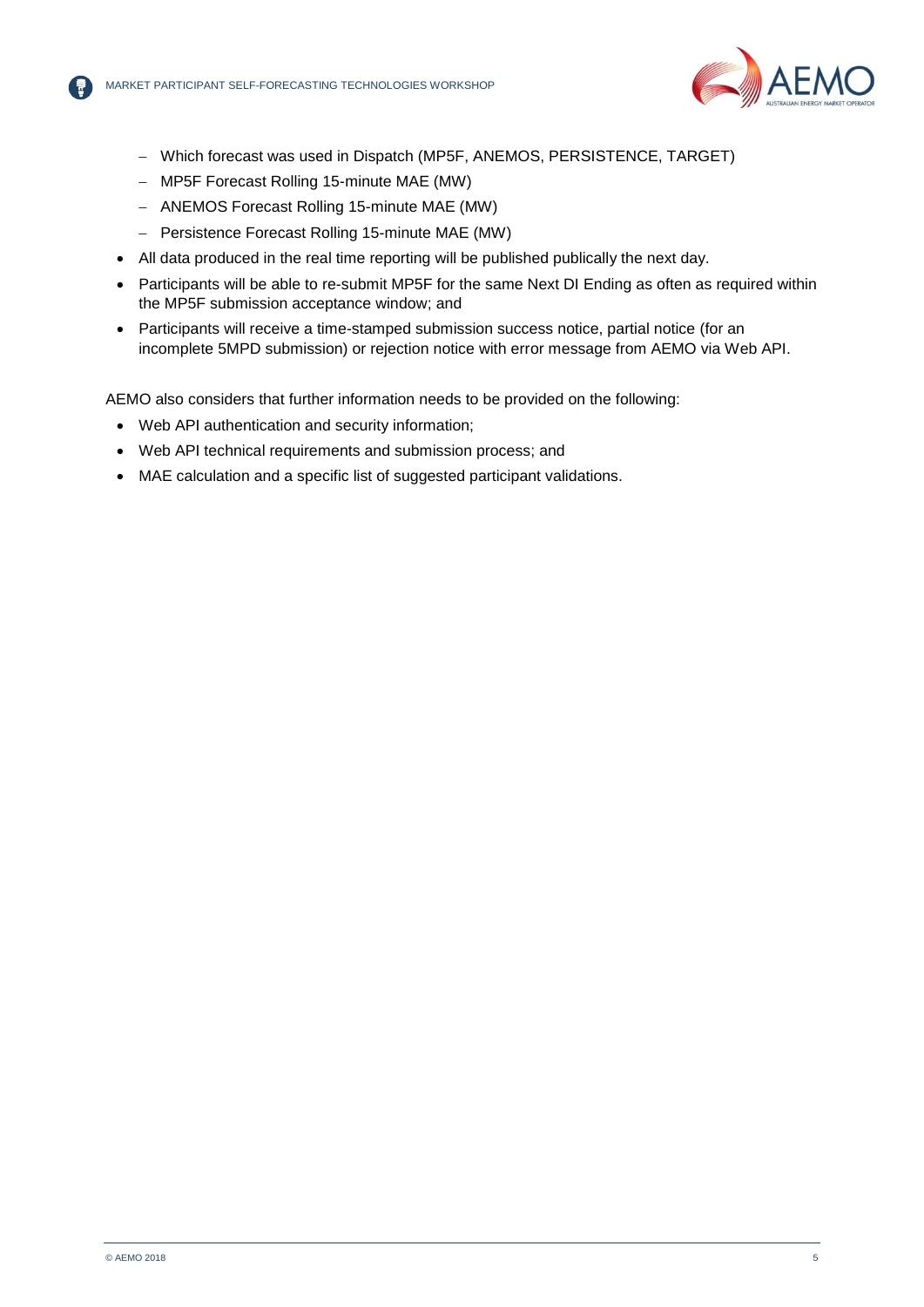- Which forecast was used in Dispatch (MP5F, ANEMOS, PERSISTENCE, TARGET)
  - MP5F Forecast Rolling 15-minute MAE (MW)
  - ANEMOS Forecast Rolling 15-minute MAE (MW)
  - Persistence Forecast Rolling 15-minute MAE (MW)
- All data produced in the real time reporting will be published publically the next day.
- Participants will be able to re-submit MP5F for the same Next DI Ending as often as required within the MP5F submission acceptance window; and
- Participants will receive a time-stamped submission success notice, partial notice (for an incomplete 5MPD submission) or rejection notice with error message from AEMO via Web API.

AEMO also considers that further information needs to be provided on the following:

- Web API authentication and security information;
- Web API technical requirements and submission process; and
- MAE calculation and a specific list of suggested participant validations.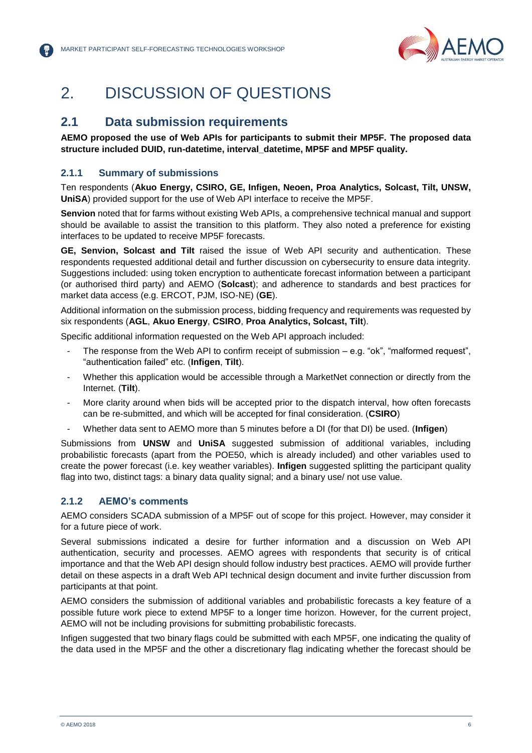# 2. DISCUSSION OF QUESTIONS

## 2.1 Data submission requirements

**AEMO proposed the use of Web APIs for participants to submit their MP5F. The proposed data structure included DUID, run-datetime, interval_datetime, MP5F and MP5F quality.**

### 2.1.1 Summary of submissions

Ten respondents (**Akuo Energy, CSIRO, GE, Infigen, Neoen, Proa Analytics, Solcast, Tilt, UNSW, UniSA**) provided support for the use of Web API interface to receive the MP5F.

**Senvion** noted that for farms without existing Web APIs, a comprehensive technical manual and support should be available to assist the transition to this platform. They also noted a preference for existing interfaces to be updated to receive MP5F forecasts.

**GE, Senvion, Solcast and Tilt** raised the issue of Web API security and authentication. These respondents requested additional detail and further discussion on cybersecurity to ensure data integrity. Suggestions included: using token encryption to authenticate forecast information between a participant (or authorised third party) and AEMO (**Solcast**); and adherence to standards and best practices for market data access (e.g. ERCOT, PJM, ISO-NE) (**GE**).

Additional information on the submission process, bidding frequency and requirements was requested by six respondents (**AGL**, **Akuo Energy**, **CSIRO**, **Proa Analytics, Solcast, Tilt**).

Specific additional information requested on the Web API approach included:

- The response from the Web API to confirm receipt of submission – e.g. "ok", "malformed request", "authentication failed" etc. (**Infigen**, **Tilt**).
- Whether this application would be accessible through a MarketNet connection or directly from the Internet. (**Tilt**).
- More clarity around when bids will be accepted prior to the dispatch interval, how often forecasts can be re-submitted, and which will be accepted for final consideration. (**CSIRO**)
- Whether data sent to AEMO more than 5 minutes before a DI (for that DI) be used. (**Infigen**)

Submissions from **UNSW** and **UniSA** suggested submission of additional variables, including probabilistic forecasts (apart from the POE50, which is already included) and other variables used to create the power forecast (i.e. key weather variables). **Infigen** suggested splitting the participant quality flag into two, distinct tags: a binary data quality signal; and a binary use/ not use value.

### 2.1.2 AEMO's comments

AEMO considers SCADA submission of a MP5F out of scope for this project. However, may consider it for a future piece of work.

Several submissions indicated a desire for further information and a discussion on Web API authentication, security and processes. AEMO agrees with respondents that security is of critical importance and that the Web API design should follow industry best practices. AEMO will provide further detail on these aspects in a draft Web API technical design document and invite further discussion from participants at that point.

AEMO considers the submission of additional variables and probabilistic forecasts a key feature of a possible future work piece to extend MP5F to a longer time horizon. However, for the current project, AEMO will not be including provisions for submitting probabilistic forecasts.

Infigen suggested that two binary flags could be submitted with each MP5F, one indicating the quality of the data used in the MP5F and the other a discretionary flag indicating whether the forecast should be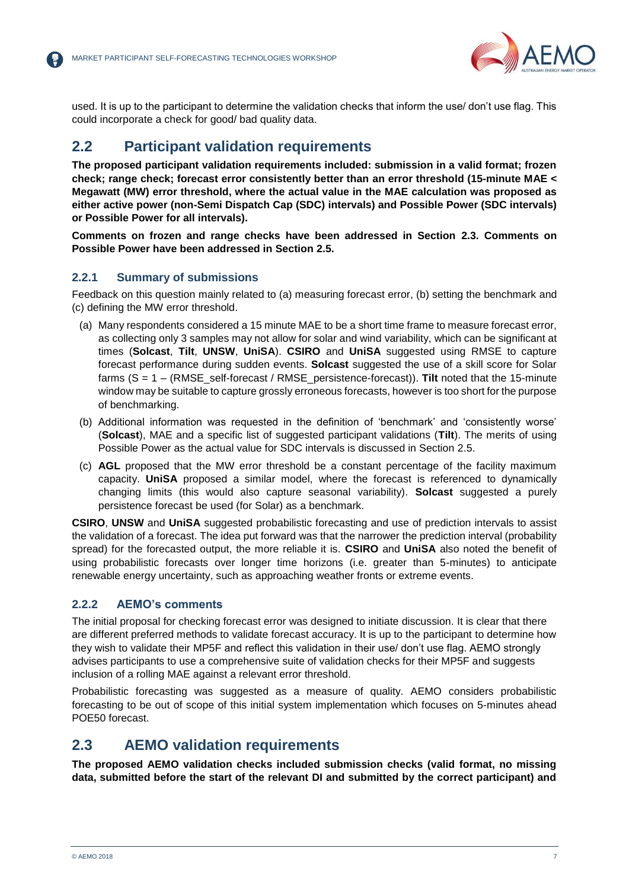used. It is up to the participant to determine the validation checks that inform the use/ don't use flag. This could incorporate a check for good/ bad quality data.

## 2.2 Participant validation requirements

**The proposed participant validation requirements included: submission in a valid format; frozen check; range check; forecast error consistently better than an error threshold (15-minute MAE < Megawatt (MW) error threshold, where the actual value in the MAE calculation was proposed as either active power (non-Semi Dispatch Cap (SDC) intervals) and Possible Power (SDC intervals) or Possible Power for all intervals).**

**Comments on frozen and range checks have been addressed in Section 2.3. Comments on Possible Power have been addressed in Section 2.5.**

### 2.2.1 Summary of submissions

Feedback on this question mainly related to (a) measuring forecast error, (b) setting the benchmark and (c) defining the MW error threshold.

(a) Many respondents considered a 15 minute MAE to be a short time frame to measure forecast error, as collecting only 3 samples may not allow for solar and wind variability, which can be significant at times (**Solcast**, **Tilt**, **UNSW**, **UniSA**). **CSIRO** and **UniSA** suggested using RMSE to capture forecast performance during sudden events. **Solcast** suggested the use of a skill score for Solar farms (S = 1 – (RMSE_self-forecast / RMSE_persistence-forecast)). **Tilt** noted that the 15-minute window may be suitable to capture grossly erroneous forecasts, however is too short for the purpose of benchmarking.

(b) Additional information was requested in the definition of 'benchmark' and 'consistently worse' (**Solcast**), MAE and a specific list of suggested participant validations (**Tilt**). The merits of using Possible Power as the actual value for SDC intervals is discussed in Section 2.5.

(c) **AGL** proposed that the MW error threshold be a constant percentage of the facility maximum capacity. **UniSA** proposed a similar model, where the forecast is referenced to dynamically changing limits (this would also capture seasonal variability). **Solcast** suggested a purely persistence forecast be used (for Solar) as a benchmark.

**CSIRO**, **UNSW** and **UniSA** suggested probabilistic forecasting and use of prediction intervals to assist the validation of a forecast. The idea put forward was that the narrower the prediction interval (probability spread) for the forecasted output, the more reliable it is. **CSIRO** and **UniSA** also noted the benefit of using probabilistic forecasts over longer time horizons (i.e. greater than 5-minutes) to anticipate renewable energy uncertainty, such as approaching weather fronts or extreme events.

### 2.2.2 AEMO's comments

The initial proposal for checking forecast error was designed to initiate discussion. It is clear that there are different preferred methods to validate forecast accuracy. It is up to the participant to determine how they wish to validate their MP5F and reflect this validation in their use/ don't use flag. AEMO strongly advises participants to use a comprehensive suite of validation checks for their MP5F and suggests inclusion of a rolling MAE against a relevant error threshold.

Probabilistic forecasting was suggested as a measure of quality. AEMO considers probabilistic forecasting to be out of scope of this initial system implementation which focuses on 5-minutes ahead POE50 forecast.

## 2.3 AEMO validation requirements

**The proposed AEMO validation checks included submission checks (valid format, no missing data, submitted before the start of the relevant DI and submitted by the correct participant) and**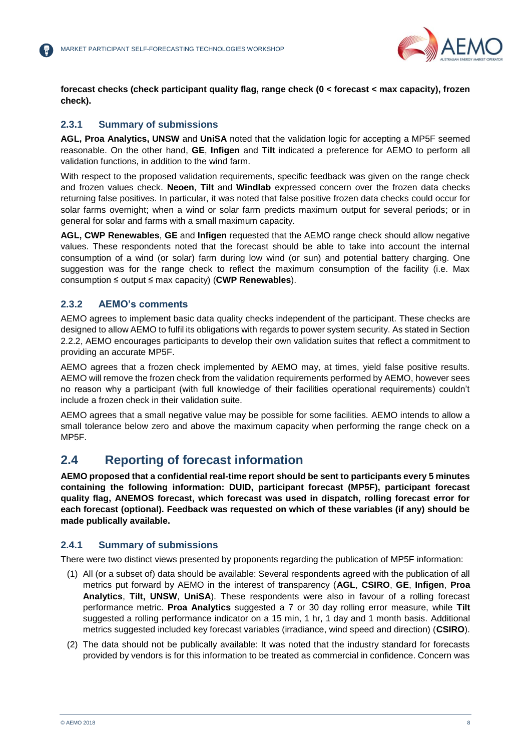**forecast checks (check participant quality flag, range check (0 < forecast < max capacity), frozen check).**

### 2.3.1 Summary of submissions

**AGL, Proa Analytics, UNSW** and **UniSA** noted that the validation logic for accepting a MP5F seemed reasonable. On the other hand, **GE**, **Infigen** and **Tilt** indicated a preference for AEMO to perform all validation functions, in addition to the wind farm.

With respect to the proposed validation requirements, specific feedback was given on the range check and frozen values check. **Neoen**, **Tilt** and **Windlab** expressed concern over the frozen data checks returning false positives. In particular, it was noted that false positive frozen data checks could occur for solar farms overnight; when a wind or solar farm predicts maximum output for several periods; or in general for solar and farms with a small maximum capacity.

**AGL, CWP Renewables**, **GE** and **Infigen** requested that the AEMO range check should allow negative values. These respondents noted that the forecast should be able to take into account the internal consumption of a wind (or solar) farm during low wind (or sun) and potential battery charging. One suggestion was for the range check to reflect the maximum consumption of the facility (i.e. Max consumption ≤ output ≤ max capacity) (**CWP Renewables**).

### 2.3.2 AEMO's comments

AEMO agrees to implement basic data quality checks independent of the participant. These checks are designed to allow AEMO to fulfil its obligations with regards to power system security. As stated in Section 2.2.2, AEMO encourages participants to develop their own validation suites that reflect a commitment to providing an accurate MP5F.

AEMO agrees that a frozen check implemented by AEMO may, at times, yield false positive results. AEMO will remove the frozen check from the validation requirements performed by AEMO, however sees no reason why a participant (with full knowledge of their facilities operational requirements) couldn't include a frozen check in their validation suite.

AEMO agrees that a small negative value may be possible for some facilities. AEMO intends to allow a small tolerance below zero and above the maximum capacity when performing the range check on a MP5F.

## 2.4 Reporting of forecast information

**AEMO proposed that a confidential real-time report should be sent to participants every 5 minutes containing the following information: DUID, participant forecast (MP5F), participant forecast quality flag, ANEMOS forecast, which forecast was used in dispatch, rolling forecast error for each forecast (optional). Feedback was requested on which of these variables (if any) should be made publically available.**

### 2.4.1 Summary of submissions

There were two distinct views presented by proponents regarding the publication of MP5F information:

(1) All (or a subset of) data should be available: Several respondents agreed with the publication of all metrics put forward by AEMO in the interest of transparency (**AGL**, **CSIRO**, **GE**, **Infigen**, **Proa Analytics**, **Tilt, UNSW**, **UniSA**). These respondents were also in favour of a rolling forecast performance metric. **Proa Analytics** suggested a 7 or 30 day rolling error measure, while **Tilt** suggested a rolling performance indicator on a 15 min, 1 hr, 1 day and 1 month basis. Additional metrics suggested included key forecast variables (irradiance, wind speed and direction) (**CSIRO**).

(2) The data should not be publically available: It was noted that the industry standard for forecasts provided by vendors is for this information to be treated as commercial in confidence. Concern was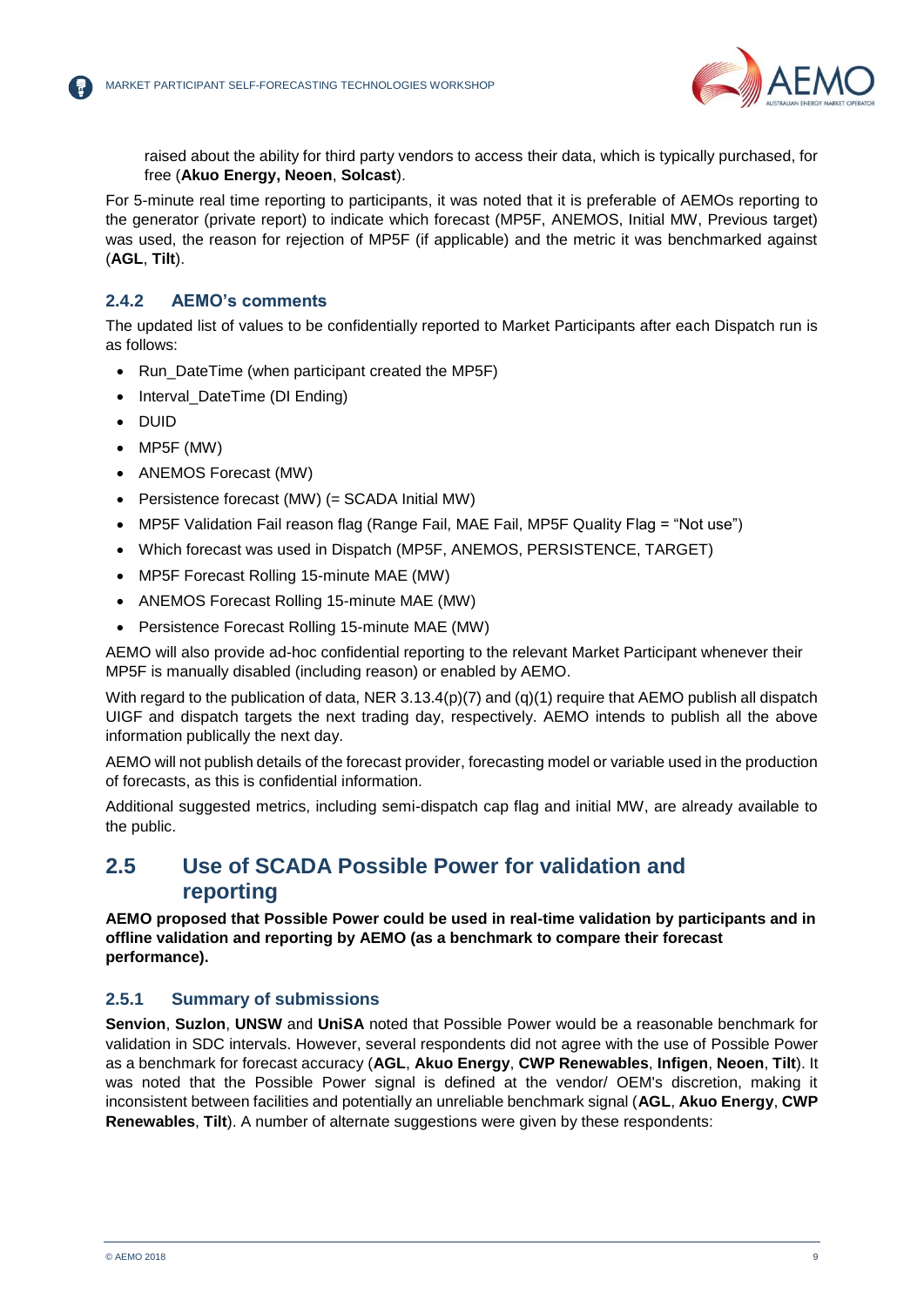raised about the ability for third party vendors to access their data, which is typically purchased, for free (**Akuo Energy, Neoen**, **Solcast**).

For 5-minute real time reporting to participants, it was noted that it is preferable of AEMOs reporting to the generator (private report) to indicate which forecast (MP5F, ANEMOS, Initial MW, Previous target) was used, the reason for rejection of MP5F (if applicable) and the metric it was benchmarked against (**AGL**, **Tilt**).

### 2.4.2 AEMO's comments

The updated list of values to be confidentially reported to Market Participants after each Dispatch run is as follows:

- Run_DateTime (when participant created the MP5F)
- Interval_DateTime (DI Ending)
- DUID
- MP5F (MW)
- ANEMOS Forecast (MW)
- Persistence forecast (MW) (= SCADA Initial MW)
- MP5F Validation Fail reason flag (Range Fail, MAE Fail, MP5F Quality Flag = "Not use")
- Which forecast was used in Dispatch (MP5F, ANEMOS, PERSISTENCE, TARGET)
- MP5F Forecast Rolling 15-minute MAE (MW)
- ANEMOS Forecast Rolling 15-minute MAE (MW)
- Persistence Forecast Rolling 15-minute MAE (MW)

AEMO will also provide ad-hoc confidential reporting to the relevant Market Participant whenever their MP5F is manually disabled (including reason) or enabled by AEMO.

With regard to the publication of data, NER 3.13.4(p)(7) and (q)(1) require that AEMO publish all dispatch UIGF and dispatch targets the next trading day, respectively. AEMO intends to publish all the above information publically the next day.

AEMO will not publish details of the forecast provider, forecasting model or variable used in the production of forecasts, as this is confidential information.

Additional suggested metrics, including semi-dispatch cap flag and initial MW, are already available to the public.

## 2.5 Use of SCADA Possible Power for validation and reporting

**AEMO proposed that Possible Power could be used in real-time validation by participants and in offline validation and reporting by AEMO (as a benchmark to compare their forecast performance).**

### 2.5.1 Summary of submissions

**Senvion**, **Suzlon**, **UNSW** and **UniSA** noted that Possible Power would be a reasonable benchmark for validation in SDC intervals. However, several respondents did not agree with the use of Possible Power as a benchmark for forecast accuracy (**AGL**, **Akuo Energy**, **CWP Renewables**, **Infigen**, **Neoen**, **Tilt**). It was noted that the Possible Power signal is defined at the vendor/ OEM's discretion, making it inconsistent between facilities and potentially an unreliable benchmark signal (**AGL**, **Akuo Energy**, **CWP Renewables**, **Tilt**). A number of alternate suggestions were given by these respondents: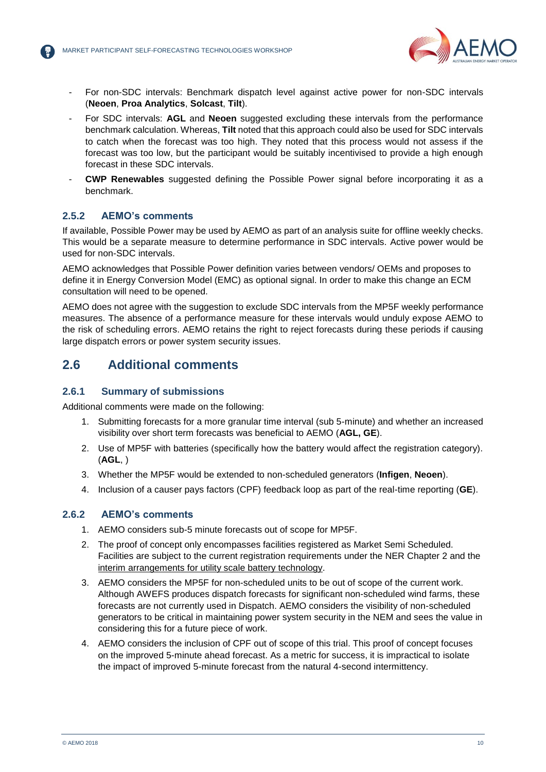- For non-SDC intervals: Benchmark dispatch level against active power for non-SDC intervals (**Neoen**, **Proa Analytics**, **Solcast**, **Tilt**).
- For SDC intervals: **AGL** and **Neoen** suggested excluding these intervals from the performance benchmark calculation. Whereas, **Tilt** noted that this approach could also be used for SDC intervals to catch when the forecast was too high. They noted that this process would not assess if the forecast was too low, but the participant would be suitably incentivised to provide a high enough forecast in these SDC intervals.
- **CWP Renewables** suggested defining the Possible Power signal before incorporating it as a benchmark.

### 2.5.2 AEMO's comments

If available, Possible Power may be used by AEMO as part of an analysis suite for offline weekly checks. This would be a separate measure to determine performance in SDC intervals. Active power would be used for non-SDC intervals.

AEMO acknowledges that Possible Power definition varies between vendors/ OEMs and proposes to define it in Energy Conversion Model (EMC) as optional signal. In order to make this change an ECM consultation will need to be opened.

AEMO does not agree with the suggestion to exclude SDC intervals from the MP5F weekly performance measures. The absence of a performance measure for these intervals would unduly expose AEMO to the risk of scheduling errors. AEMO retains the right to reject forecasts during these periods if causing large dispatch errors or power system security issues.

## 2.6 Additional comments

### 2.6.1 Summary of submissions

Additional comments were made on the following:

1. Submitting forecasts for a more granular time interval (sub 5-minute) and whether an increased visibility over short term forecasts was beneficial to AEMO (**AGL, GE**).
2. Use of MP5F with batteries (specifically how the battery would affect the registration category). (**AGL**, )
3. Whether the MP5F would be extended to non-scheduled generators (**Infigen**, **Neoen**).
4. Inclusion of a causer pays factors (CPF) feedback loop as part of the real-time reporting (**GE**).

### 2.6.2 AEMO's comments

1. AEMO considers sub-5 minute forecasts out of scope for MP5F.
2. The proof of concept only encompasses facilities registered as Market Semi Scheduled. Facilities are subject to the current registration requirements under the NER Chapter 2 and the interim arrangements for utility scale battery technology.
3. AEMO considers the MP5F for non-scheduled units to be out of scope of the current work. Although AWEFS produces dispatch forecasts for significant non-scheduled wind farms, these forecasts are not currently used in Dispatch. AEMO considers the visibility of non-scheduled generators to be critical in maintaining power system security in the NEM and sees the value in considering this for a future piece of work.
4. AEMO considers the inclusion of CPF out of scope of this trial. This proof of concept focuses on the improved 5-minute ahead forecast. As a metric for success, it is impractical to isolate the impact of improved 5-minute forecast from the natural 4-second intermittency.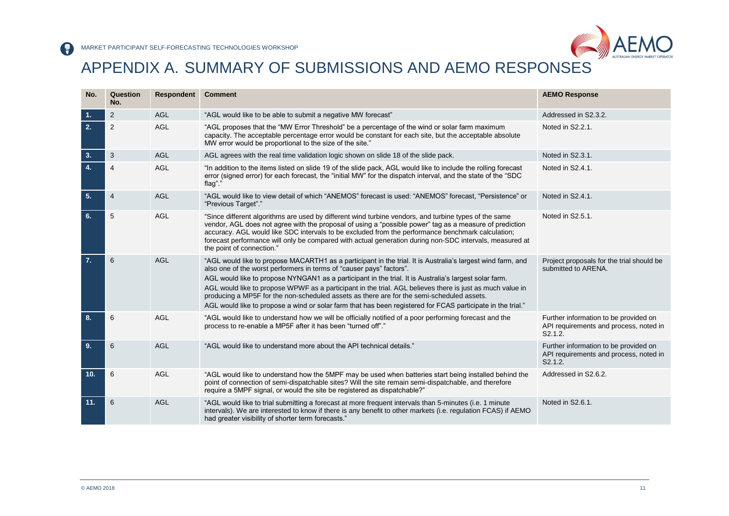# APPENDIX A. SUMMARY OF SUBMISSIONS AND AEMO RESPONSES

| No. | Question No. | Respondent | Comment | AEMO Response |
|---|---|---|---|---|
| 1. | 2 | AGL | "AGL would like to be able to submit a negative MW forecast" | Addressed in S2.3.2. |
| 2. | 2 | AGL | "AGL proposes that the "MW Error Threshold" be a percentage of the wind or solar farm maximum capacity. The acceptable percentage error would be constant for each site, but the acceptable absolute MW error would be proportional to the size of the site." | Noted in S2.2.1. |
| 3. | 3 | AGL | AGL agrees with the real time validation logic shown on slide 18 of the slide pack. | Noted in S2.3.1. |
| 4. | 4 | AGL | "In addition to the items listed on slide 19 of the slide pack, AGL would like to include the rolling forecast error (signed error) for each forecast, the "initial MW" for the dispatch interval, and the state of the "SDC flag"." | Noted in S2.4.1. |
| 5. | 4 | AGL | "AGL would like to view detail of which "ANEMOS" forecast is used: "ANEMOS" forecast, "Persistence" or "Previous Target"." | Noted in S2.4.1. |
| 6. | 5 | AGL | "Since different algorithms are used by different wind turbine vendors, and turbine types of the same vendor, AGL does not agree with the proposal of using a "possible power" tag as a measure of prediction accuracy. AGL would like SDC intervals to be excluded from the performance benchmark calculation; forecast performance will only be compared with actual generation during non-SDC intervals, measured at the point of connection." | Noted in S2.5.1. |
| 7. | 6 | AGL | "AGL would like to propose MACARTH1 as a participant in the trial. It is Australia's largest wind farm, and also one of the worst performers in terms of "causer pays" factors".<br>AGL would like to propose NYNGAN1 as a participant in the trial. It is Australia's largest solar farm.<br>AGL would like to propose WPWF as a participant in the trial. AGL believes there is just as much value in producing a MP5F for the non-scheduled assets as there are for the semi-scheduled assets.<br>AGL would like to propose a wind or solar farm that has been registered for FCAS participate in the trial." | Project proposals for the trial should be submitted to ARENA. |
| 8. | 6 | AGL | "AGL would like to understand how we will be officially notified of a poor performing forecast and the process to re-enable a MP5F after it has been "turned off"." | Further information to be provided on API requirements and process, noted in S2.1.2. |
| 9. | 6 | AGL | "AGL would like to understand more about the API technical details." | Further information to be provided on API requirements and process, noted in S2.1.2. |
| 10. | 6 | AGL | "AGL would like to understand how the 5MPF may be used when batteries start being installed behind the point of connection of semi-dispatchable sites? Will the site remain semi-dispatchable, and therefore require a 5MPF signal, or would the site be registered as dispatchable?" | Addressed in S2.6.2. |
| 11. | 6 | AGL | "AGL would like to trial submitting a forecast at more frequent intervals than 5-minutes (i.e. 1 minute intervals). We are interested to know if there is any benefit to other markets (i.e. regulation FCAS) if AEMO had greater visibility of shorter term forecasts." | Noted in S2.6.1. |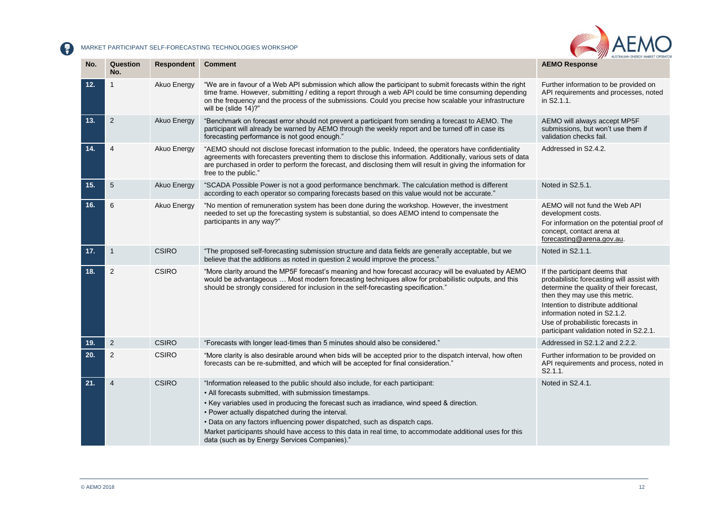| No. | Question No. | Respondent | Comment | AEMO Response |
|---|---|---|---|---|
| 12. | 1 | Akuo Energy | "We are in favour of a Web API submission which allow the participant to submit forecasts within the right time frame. However, submitting / editing a report through a web API could be time consuming depending on the frequency and the process of the submissions. Could you precise how scalable your infrastructure will be (slide 14)?" | Further information to be provided on API requirements and processes, noted in S2.1.1. |
| 13. | 2 | Akuo Energy | "Benchmark on forecast error should not prevent a participant from sending a forecast to AEMO. The participant will already be warned by AEMO through the weekly report and be turned off in case its forecasting performance is not good enough." | AEMO will always accept MP5F submissions, but won't use them if validation checks fail. |
| 14. | 4 | Akuo Energy | "AEMO should not disclose forecast information to the public. Indeed, the operators have confidentiality agreements with forecasters preventing them to disclose this information. Additionally, various sets of data are purchased in order to perform the forecast, and disclosing them will result in giving the information for free to the public." | Addressed in S2.4.2. |
| 15. | 5 | Akuo Energy | "SCADA Possible Power is not a good performance benchmark. The calculation method is different according to each operator so comparing forecasts based on this value would not be accurate." | Noted in S2.5.1. |
| 16. | 6 | Akuo Energy | "No mention of remuneration system has been done during the workshop. However, the investment needed to set up the forecasting system is substantial, so does AEMO intend to compensate the participants in any way?" | AEMO will not fund the Web API development costs.<br>For information on the potential proof of concept, contact arena at forecasting@arena.gov.au. |
| 17. | 1 | CSIRO | "The proposed self-forecasting submission structure and data fields are generally acceptable, but we believe that the additions as noted in question 2 would improve the process." | Noted in S2.1.1. |
| 18. | 2 | CSIRO | "More clarity around the MP5F forecast's meaning and how forecast accuracy will be evaluated by AEMO would be advantageous … Most modern forecasting techniques allow for probabilistic outputs, and this should be strongly considered for inclusion in the self-forecasting specification." | If the participant deems that probabilistic forecasting will assist with determine the quality of their forecast, then they may use this metric.<br>Intention to distribute additional information noted in S2.1.2.<br>Use of probabilistic forecasts in participant validation noted in S2.2.1. |
| 19. | 2 | CSIRO | "Forecasts with longer lead-times than 5 minutes should also be considered." | Addressed in S2.1.2 and 2.2.2. |
| 20. | 2 | CSIRO | "More clarity is also desirable around when bids will be accepted prior to the dispatch interval, how often forecasts can be re-submitted, and which will be accepted for final consideration." | Further information to be provided on API requirements and process, noted in S2.1.1. |
| 21. | 4 | CSIRO | "Information released to the public should also include, for each participant:<br>• All forecasts submitted, with submission timestamps.<br>• Key variables used in producing the forecast such as irradiance, wind speed & direction.<br>• Power actually dispatched during the interval.<br>• Data on any factors influencing power dispatched, such as dispatch caps.<br>Market participants should have access to this data in real time, to accommodate additional uses for this data (such as by Energy Services Companies)." | Noted in S2.4.1. |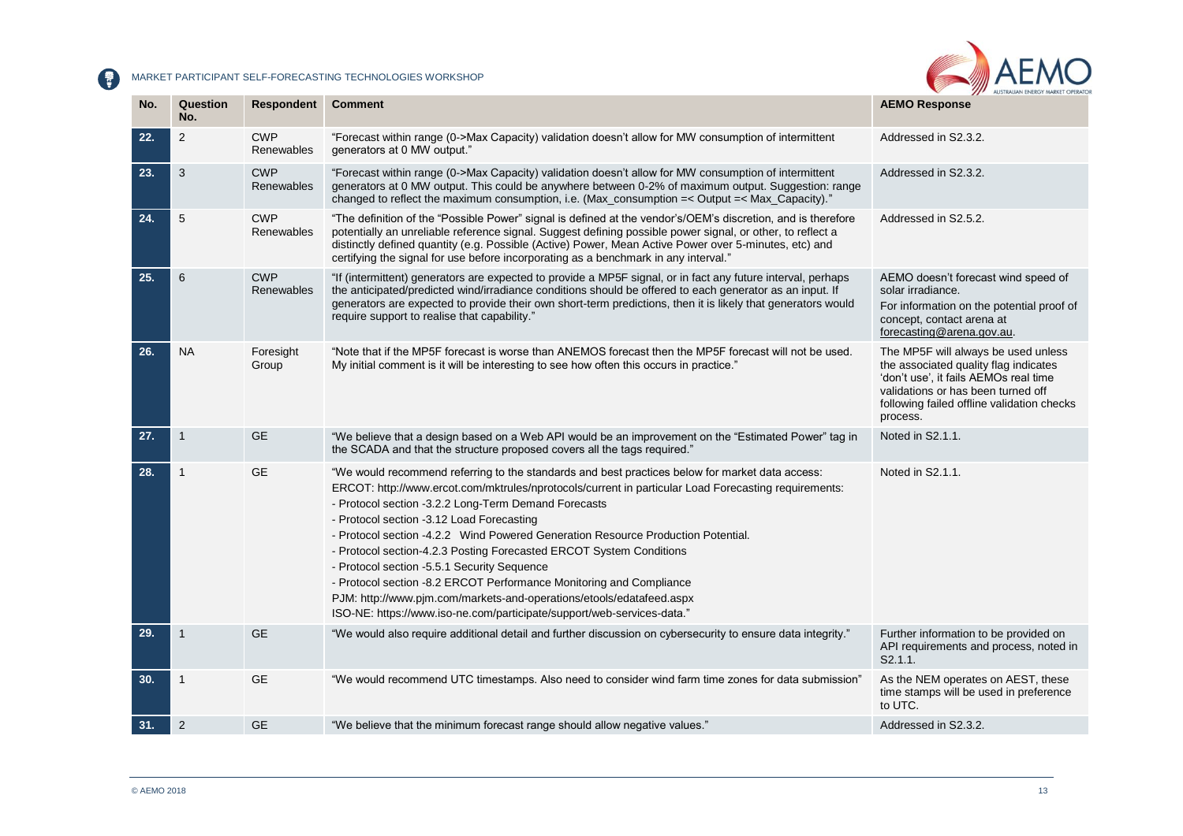| No. | Question No. | Respondent | Comment | AEMO Response |
|---|---|---|---|---|
| 22. | 2 | CWP Renewables | "Forecast within range (0->Max Capacity) validation doesn't allow for MW consumption of intermittent generators at 0 MW output." | Addressed in S2.3.2. |
| 23. | 3 | CWP Renewables | "Forecast within range (0->Max Capacity) validation doesn't allow for MW consumption of intermittent generators at 0 MW output. This could be anywhere between 0-2% of maximum output. Suggestion: range changed to reflect the maximum consumption, i.e. (Max_consumption =< Output =< Max_Capacity)." | Addressed in S2.3.2. |
| 24. | 5 | CWP Renewables | "The definition of the "Possible Power" signal is defined at the vendor's/OEM's discretion, and is therefore potentially an unreliable reference signal. Suggest defining possible power signal, or other, to reflect a distinctly defined quantity (e.g. Possible (Active) Power, Mean Active Power over 5-minutes, etc) and certifying the signal for use before incorporating as a benchmark in any interval." | Addressed in S2.5.2. |
| 25. | 6 | CWP Renewables | "If (intermittent) generators are expected to provide a MP5F signal, or in fact any future interval, perhaps the anticipated/predicted wind/irradiance conditions should be offered to each generator as an input. If generators are expected to provide their own short-term predictions, then it is likely that generators would require support to realise that capability." | AEMO doesn't forecast wind speed of solar irradiance.<br>For information on the potential proof of concept, contact arena at forecasting@arena.gov.au. |
| 26. | NA | Foresight Group | "Note that if the MP5F forecast is worse than ANEMOS forecast then the MP5F forecast will not be used. My initial comment is it will be interesting to see how often this occurs in practice." | The MP5F will always be used unless the associated quality flag indicates 'don't use', it fails AEMOs real time validations or has been turned off following failed offline validation checks process. |
| 27. | 1 | GE | "We believe that a design based on a Web API would be an improvement on the "Estimated Power" tag in the SCADA and that the structure proposed covers all the tags required." | Noted in S2.1.1. |
| 28. | 1 | GE | "We would recommend referring to the standards and best practices below for market data access:<br>ERCOT: http://www.ercot.com/mktrules/nprotocols/current in particular Load Forecasting requirements:<br>- Protocol section -3.2.2 Long-Term Demand Forecasts<br>- Protocol section -3.12 Load Forecasting<br>- Protocol section -4.2.2 Wind Powered Generation Resource Production Potential.<br>- Protocol section-4.2.3 Posting Forecasted ERCOT System Conditions<br>- Protocol section -5.5.1 Security Sequence<br>- Protocol section -8.2 ERCOT Performance Monitoring and Compliance<br>PJM: http://www.pjm.com/markets-and-operations/etools/edatafeed.aspx<br>ISO-NE: https://www.iso-ne.com/participate/support/web-services-data." | Noted in S2.1.1. |
| 29. | 1 | GE | "We would also require additional detail and further discussion on cybersecurity to ensure data integrity." | Further information to be provided on API requirements and process, noted in S2.1.1. |
| 30. | 1 | GE | "We would recommend UTC timestamps. Also need to consider wind farm time zones for data submission" | As the NEM operates on AEST, these time stamps will be used in preference to UTC. |
| 31. | 2 | GE | "We believe that the minimum forecast range should allow negative values." | Addressed in S2.3.2. |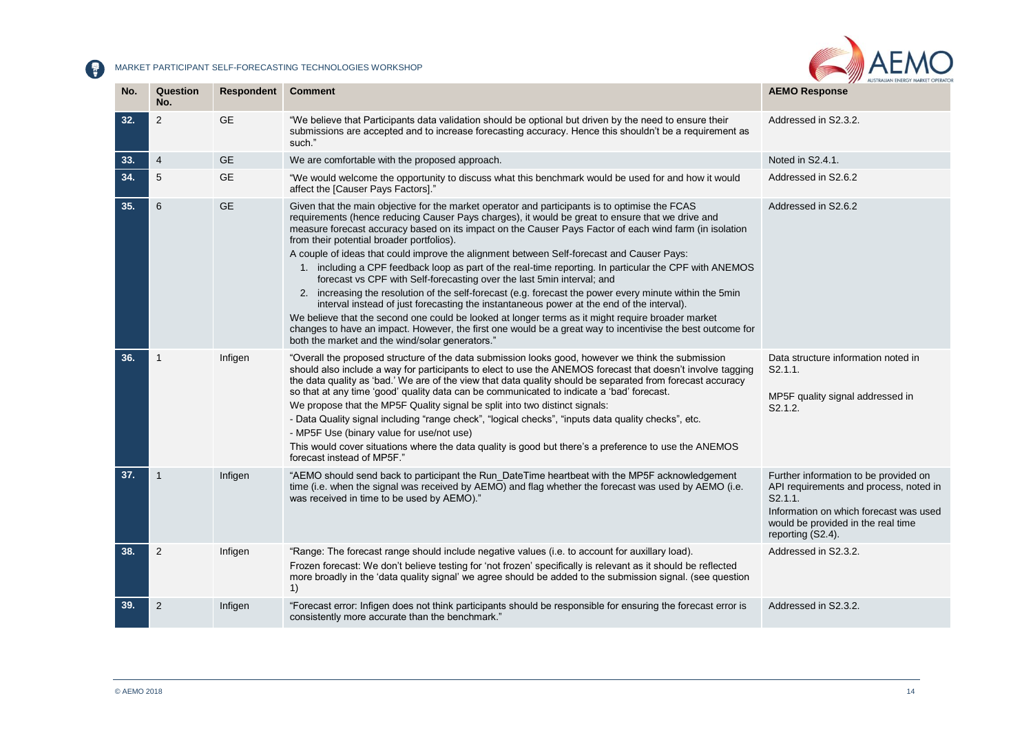| No. | Question No. | Respondent | Comment | AEMO Response |
|---|---|---|---|---|
| 32. | 2 | GE | "We believe that Participants data validation should be optional but driven by the need to ensure their submissions are accepted and to increase forecasting accuracy. Hence this shouldn't be a requirement as such." | Addressed in S2.3.2. |
| 33. | 4 | GE | We are comfortable with the proposed approach. | Noted in S2.4.1. |
| 34. | 5 | GE | "We would welcome the opportunity to discuss what this benchmark would be used for and how it would affect the [Causer Pays Factors]." | Addressed in S2.6.2 |
| 35. | 6 | GE | Given that the main objective for the market operator and participants is to optimise the FCAS requirements (hence reducing Causer Pays charges), it would be great to ensure that we drive and measure forecast accuracy based on its impact on the Causer Pays Factor of each wind farm (in isolation from their potential broader portfolios).<br>A couple of ideas that could improve the alignment between Self-forecast and Causer Pays:<br>1. including a CPF feedback loop as part of the real-time reporting. In particular the CPF with ANEMOS forecast vs CPF with Self-forecasting over the last 5min interval; and<br>2. increasing the resolution of the self-forecast (e.g. forecast the power every minute within the 5min interval instead of just forecasting the instantaneous power at the end of the interval).<br>We believe that the second one could be looked at longer terms as it might require broader market changes to have an impact. However, the first one would be a great way to incentivise the best outcome for both the market and the wind/solar generators." | Addressed in S2.6.2 |
| 36. | 1 | Infigen | "Overall the proposed structure of the data submission looks good, however we think the submission should also include a way for participants to elect to use the ANEMOS forecast that doesn't involve tagging the data quality as 'bad.' We are of the view that data quality should be separated from forecast accuracy so that at any time 'good' quality data can be communicated to indicate a 'bad' forecast.<br>We propose that the MP5F Quality signal be split into two distinct signals:<br>- Data Quality signal including "range check", "logical checks", "inputs data quality checks", etc.<br>- MP5F Use (binary value for use/not use)<br>This would cover situations where the data quality is good but there's a preference to use the ANEMOS forecast instead of MP5F." | Data structure information noted in S2.1.1.<br><br>MP5F quality signal addressed in S2.1.2. |
| 37. | 1 | Infigen | "AEMO should send back to participant the Run_DateTime heartbeat with the MP5F acknowledgement time (i.e. when the signal was received by AEMO) and flag whether the forecast was used by AEMO (i.e. was received in time to be used by AEMO)." | Further information to be provided on API requirements and process, noted in S2.1.1.<br>Information on which forecast was used would be provided in the real time reporting (S2.4). |
| 38. | 2 | Infigen | "Range: The forecast range should include negative values (i.e. to account for auxillary load).<br>Frozen forecast: We don't believe testing for 'not frozen' specifically is relevant as it should be reflected more broadly in the 'data quality signal' we agree should be added to the submission signal. (see question 1) | Addressed in S2.3.2. |
| 39. | 2 | Infigen | "Forecast error: Infigen does not think participants should be responsible for ensuring the forecast error is consistently more accurate than the benchmark." | Addressed in S2.3.2. |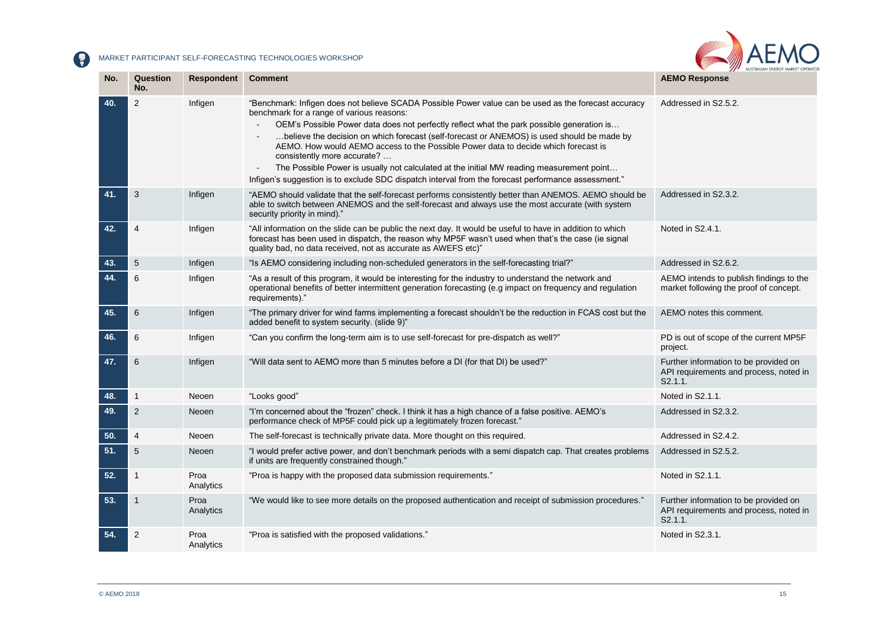| No. | Question No. | Respondent | Comment | AEMO Response |
|---|---|---|---|---|
| 40. | 2 | Infigen | "Benchmark: Infigen does not believe SCADA Possible Power value can be used as the forecast accuracy benchmark for a range of various reasons:<br>- OEM's Possible Power data does not perfectly reflect what the park possible generation is…<br>- …believe the decision on which forecast (self-forecast or ANEMOS) is used should be made by AEMO. How would AEMO access to the Possible Power data to decide which forecast is consistently more accurate? …<br>- The Possible Power is usually not calculated at the initial MW reading measurement point…<br>Infigen's suggestion is to exclude SDC dispatch interval from the forecast performance assessment." | Addressed in S2.5.2. |
| 41. | 3 | Infigen | "AEMO should validate that the self-forecast performs consistently better than ANEMOS. AEMO should be able to switch between ANEMOS and the self-forecast and always use the most accurate (with system security priority in mind)." | Addressed in S2.3.2. |
| 42. | 4 | Infigen | "All information on the slide can be public the next day. It would be useful to have in addition to which forecast has been used in dispatch, the reason why MP5F wasn't used when that's the case (ie signal quality bad, no data received, not as accurate as AWEFS etc)" | Noted in S2.4.1. |
| 43. | 5 | Infigen | "Is AEMO considering including non-scheduled generators in the self-forecasting trial?" | Addressed in S2.6.2. |
| 44. | 6 | Infigen | "As a result of this program, it would be interesting for the industry to understand the network and operational benefits of better intermittent generation forecasting (e.g impact on frequency and regulation requirements)." | AEMO intends to publish findings to the market following the proof of concept. |
| 45. | 6 | Infigen | "The primary driver for wind farms implementing a forecast shouldn't be the reduction in FCAS cost but the added benefit to system security. (slide 9)" | AEMO notes this comment. |
| 46. | 6 | Infigen | "Can you confirm the long-term aim is to use self-forecast for pre-dispatch as well?" | PD is out of scope of the current MP5F project. |
| 47. | 6 | Infigen | "Will data sent to AEMO more than 5 minutes before a DI (for that DI) be used?" | Further information to be provided on API requirements and process, noted in S2.1.1. |
| 48. | 1 | Neoen | "Looks good" | Noted in S2.1.1. |
| 49. | 2 | Neoen | "I'm concerned about the "frozen" check. I think it has a high chance of a false positive. AEMO's performance check of MP5F could pick up a legitimately frozen forecast." | Addressed in S2.3.2. |
| 50. | 4 | Neoen | The self-forecast is technically private data. More thought on this required. | Addressed in S2.4.2. |
| 51. | 5 | Neoen | "I would prefer active power, and don't benchmark periods with a semi dispatch cap. That creates problems if units are frequently constrained though." | Addressed in S2.5.2. |
| 52. | 1 | Proa Analytics | "Proa is happy with the proposed data submission requirements." | Noted in S2.1.1. |
| 53. | 1 | Proa Analytics | "We would like to see more details on the proposed authentication and receipt of submission procedures." | Further information to be provided on API requirements and process, noted in S2.1.1. |
| 54. | 2 | Proa Analytics | "Proa is satisfied with the proposed validations." | Noted in S2.3.1. |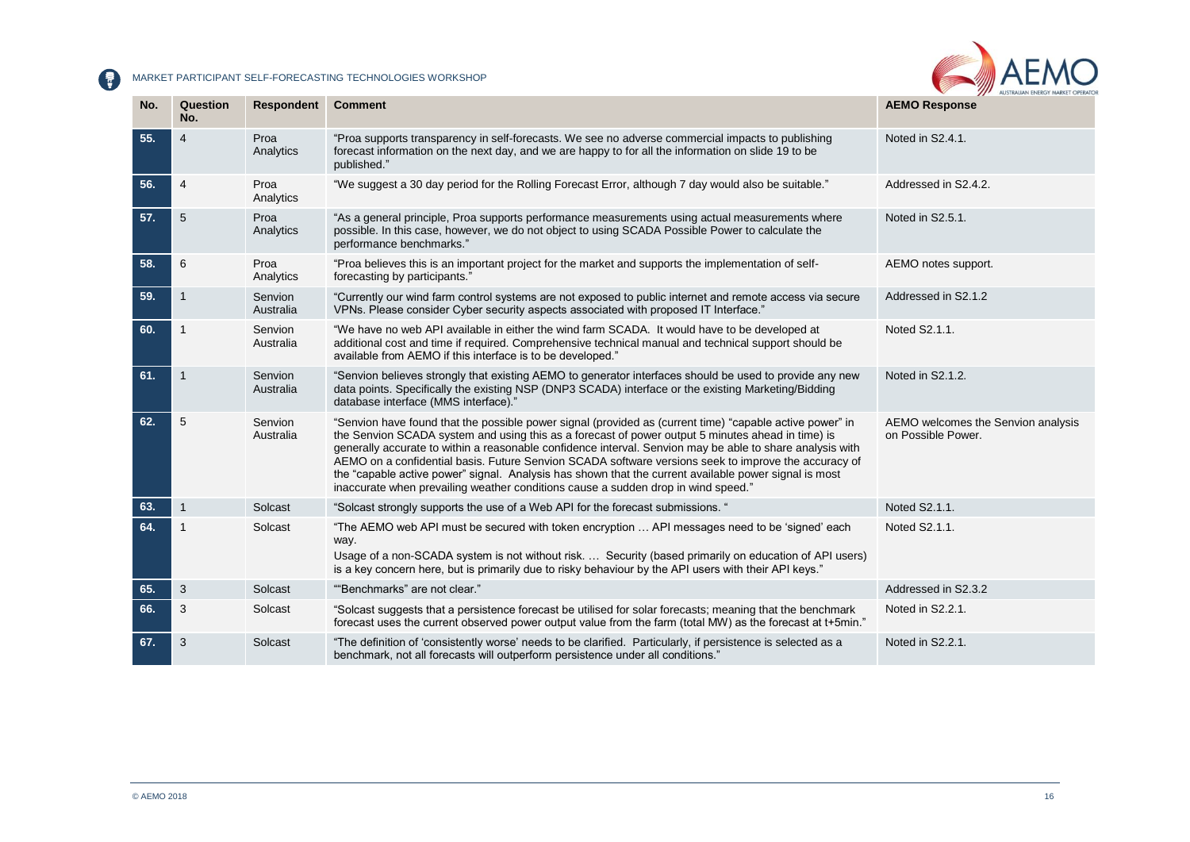| No. | Question No. | Respondent | Comment | AEMO Response |
|---|---|---|---|---|
| 55. | 4 | Proa Analytics | "Proa supports transparency in self-forecasts. We see no adverse commercial impacts to publishing forecast information on the next day, and we are happy to for all the information on slide 19 to be published." | Noted in S2.4.1. |
| 56. | 4 | Proa Analytics | "We suggest a 30 day period for the Rolling Forecast Error, although 7 day would also be suitable." | Addressed in S2.4.2. |
| 57. | 5 | Proa Analytics | "As a general principle, Proa supports performance measurements using actual measurements where possible. In this case, however, we do not object to using SCADA Possible Power to calculate the performance benchmarks." | Noted in S2.5.1. |
| 58. | 6 | Proa Analytics | "Proa believes this is an important project for the market and supports the implementation of self-forecasting by participants." | AEMO notes support. |
| 59. | 1 | Senvion Australia | "Currently our wind farm control systems are not exposed to public internet and remote access via secure VPNs. Please consider Cyber security aspects associated with proposed IT Interface." | Addressed in S2.1.2 |
| 60. | 1 | Senvion Australia | "We have no web API available in either the wind farm SCADA. It would have to be developed at additional cost and time if required. Comprehensive technical manual and technical support should be available from AEMO if this interface is to be developed." | Noted S2.1.1. |
| 61. | 1 | Senvion Australia | "Senvion believes strongly that existing AEMO to generator interfaces should be used to provide any new data points. Specifically the existing NSP (DNP3 SCADA) interface or the existing Marketing/Bidding database interface (MMS interface)." | Noted in S2.1.2. |
| 62. | 5 | Senvion Australia | "Senvion have found that the possible power signal (provided as (current time) "capable active power" in the Senvion SCADA system and using this as a forecast of power output 5 minutes ahead in time) is generally accurate to within a reasonable confidence interval. Senvion may be able to share analysis with AEMO on a confidential basis. Future Senvion SCADA software versions seek to improve the accuracy of the "capable active power" signal. Analysis has shown that the current available power signal is most inaccurate when prevailing weather conditions cause a sudden drop in wind speed." | AEMO welcomes the Senvion analysis on Possible Power. |
| 63. | 1 | Solcast | "Solcast strongly supports the use of a Web API for the forecast submissions. " | Noted S2.1.1. |
| 64. | 1 | Solcast | "The AEMO web API must be secured with token encryption … API messages need to be 'signed' each way.<br>Usage of a non-SCADA system is not without risk. … Security (based primarily on education of API users) is a key concern here, but is primarily due to risky behaviour by the API users with their API keys." | Noted S2.1.1. |
| 65. | 3 | Solcast | ""Benchmarks" are not clear." | Addressed in S2.3.2 |
| 66. | 3 | Solcast | "Solcast suggests that a persistence forecast be utilised for solar forecasts; meaning that the benchmark forecast uses the current observed power output value from the farm (total MW) as the forecast at t+5min." | Noted in S2.2.1. |
| 67. | 3 | Solcast | "The definition of 'consistently worse' needs to be clarified. Particularly, if persistence is selected as a benchmark, not all forecasts will outperform persistence under all conditions." | Noted in S2.2.1. |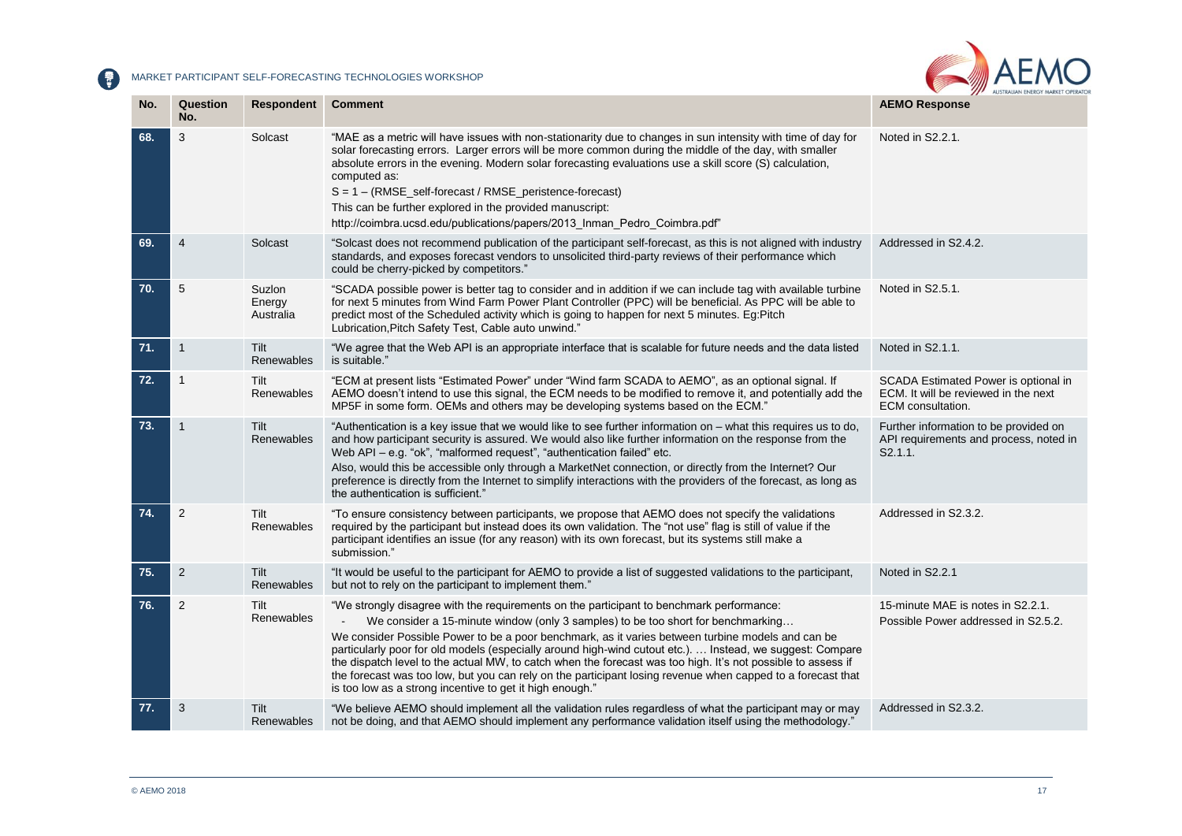| No. | Question No. | Respondent | Comment | AEMO Response |
|---|---|---|---|---|
| 68. | 3 | Solcast | "MAE as a metric will have issues with non-stationarity due to changes in sun intensity with time of day for solar forecasting errors. Larger errors will be more common during the middle of the day, with smaller absolute errors in the evening. Modern solar forecasting evaluations use a skill score (S) calculation, computed as:<br>S = 1 – (RMSE_self-forecast / RMSE_peristence-forecast)<br>This can be further explored in the provided manuscript:<br>http://coimbra.ucsd.edu/publications/papers/2013_Inman_Pedro_Coimbra.pdf" | Noted in S2.2.1. |
| 69. | 4 | Solcast | "Solcast does not recommend publication of the participant self-forecast, as this is not aligned with industry standards, and exposes forecast vendors to unsolicited third-party reviews of their performance which could be cherry-picked by competitors." | Addressed in S2.4.2. |
| 70. | 5 | Suzlon Energy Australia | "SCADA possible power is better tag to consider and in addition if we can include tag with available turbine for next 5 minutes from Wind Farm Power Plant Controller (PPC) will be beneficial. As PPC will be able to predict most of the Scheduled activity which is going to happen for next 5 minutes. Eg:Pitch Lubrication,Pitch Safety Test, Cable auto unwind." | Noted in S2.5.1. |
| 71. | 1 | Tilt Renewables | "We agree that the Web API is an appropriate interface that is scalable for future needs and the data listed is suitable." | Noted in S2.1.1. |
| 72. | 1 | Tilt Renewables | "ECM at present lists "Estimated Power" under "Wind farm SCADA to AEMO", as an optional signal. If AEMO doesn't intend to use this signal, the ECM needs to be modified to remove it, and potentially add the MP5F in some form. OEMs and others may be developing systems based on the ECM." | SCADA Estimated Power is optional in ECM. It will be reviewed in the next ECM consultation. |
| 73. | 1 | Tilt Renewables | "Authentication is a key issue that we would like to see further information on – what this requires us to do, and how participant security is assured. We would also like further information on the response from the Web API – e.g. "ok", "malformed request", "authentication failed" etc.<br>Also, would this be accessible only through a MarketNet connection, or directly from the Internet? Our preference is directly from the Internet to simplify interactions with the providers of the forecast, as long as the authentication is sufficient." | Further information to be provided on API requirements and process, noted in S2.1.1. |
| 74. | 2 | Tilt Renewables | "To ensure consistency between participants, we propose that AEMO does not specify the validations required by the participant but instead does its own validation. The "not use" flag is still of value if the participant identifies an issue (for any reason) with its own forecast, but its systems still make a submission." | Addressed in S2.3.2. |
| 75. | 2 | Tilt Renewables | "It would be useful to the participant for AEMO to provide a list of suggested validations to the participant, but not to rely on the participant to implement them." | Noted in S2.2.1 |
| 76. | 2 | Tilt Renewables | "We strongly disagree with the requirements on the participant to benchmark performance:<br>- We consider a 15-minute window (only 3 samples) to be too short for benchmarking…<br>We consider Possible Power to be a poor benchmark, as it varies between turbine models and can be particularly poor for old models (especially around high-wind cutout etc.). … Instead, we suggest: Compare the dispatch level to the actual MW, to catch when the forecast was too high. It's not possible to assess if the forecast was too low, but you can rely on the participant losing revenue when capped to a forecast that is too low as a strong incentive to get it high enough." | 15-minute MAE is notes in S2.2.1.<br>Possible Power addressed in S2.5.2. |
| 77. | 3 | Tilt Renewables | "We believe AEMO should implement all the validation rules regardless of what the participant may or may not be doing, and that AEMO should implement any performance validation itself using the methodology." | Addressed in S2.3.2. |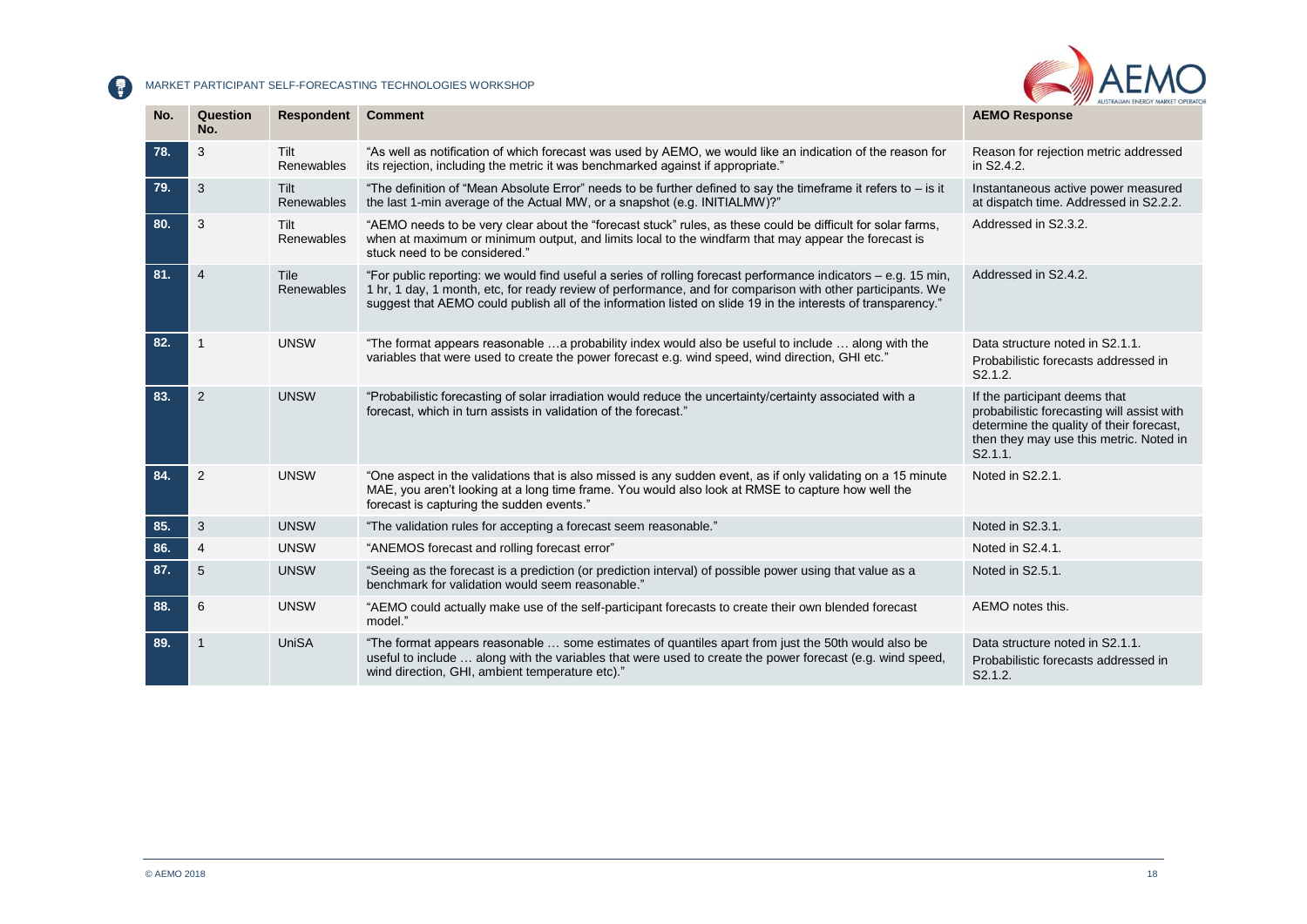| No. | Question No. | Respondent | Comment | AEMO Response |
|---|---|---|---|---|
| 78. | 3 | Tilt Renewables | "As well as notification of which forecast was used by AEMO, we would like an indication of the reason for its rejection, including the metric it was benchmarked against if appropriate." | Reason for rejection metric addressed in S2.4.2. |
| 79. | 3 | Tilt Renewables | "The definition of "Mean Absolute Error" needs to be further defined to say the timeframe it refers to – is it the last 1-min average of the Actual MW, or a snapshot (e.g. INITIALMW)?" | Instantaneous active power measured at dispatch time. Addressed in S2.2.2. |
| 80. | 3 | Tilt Renewables | "AEMO needs to be very clear about the "forecast stuck" rules, as these could be difficult for solar farms, when at maximum or minimum output, and limits local to the windfarm that may appear the forecast is stuck need to be considered." | Addressed in S2.3.2. |
| 81. | 4 | Tile Renewables | "For public reporting: we would find useful a series of rolling forecast performance indicators – e.g. 15 min, 1 hr, 1 day, 1 month, etc, for ready review of performance, and for comparison with other participants. We suggest that AEMO could publish all of the information listed on slide 19 in the interests of transparency." | Addressed in S2.4.2. |
| 82. | 1 | UNSW | "The format appears reasonable …a probability index would also be useful to include … along with the variables that were used to create the power forecast e.g. wind speed, wind direction, GHI etc." | Data structure noted in S2.1.1.<br>Probabilistic forecasts addressed in S2.1.2. |
| 83. | 2 | UNSW | "Probabilistic forecasting of solar irradiation would reduce the uncertainty/certainty associated with a forecast, which in turn assists in validation of the forecast." | If the participant deems that probabilistic forecasting will assist with determine the quality of their forecast, then they may use this metric. Noted in S2.1.1. |
| 84. | 2 | UNSW | "One aspect in the validations that is also missed is any sudden event, as if only validating on a 15 minute MAE, you aren't looking at a long time frame. You would also look at RMSE to capture how well the forecast is capturing the sudden events." | Noted in S2.2.1. |
| 85. | 3 | UNSW | "The validation rules for accepting a forecast seem reasonable." | Noted in S2.3.1. |
| 86. | 4 | UNSW | "ANEMOS forecast and rolling forecast error" | Noted in S2.4.1. |
| 87. | 5 | UNSW | "Seeing as the forecast is a prediction (or prediction interval) of possible power using that value as a benchmark for validation would seem reasonable." | Noted in S2.5.1. |
| 88. | 6 | UNSW | "AEMO could actually make use of the self-participant forecasts to create their own blended forecast model." | AEMO notes this. |
| 89. | 1 | UniSA | "The format appears reasonable … some estimates of quantiles apart from just the 50th would also be useful to include … along with the variables that were used to create the power forecast (e.g. wind speed, wind direction, GHI, ambient temperature etc)." | Data structure noted in S2.1.1.<br>Probabilistic forecasts addressed in S2.1.2. |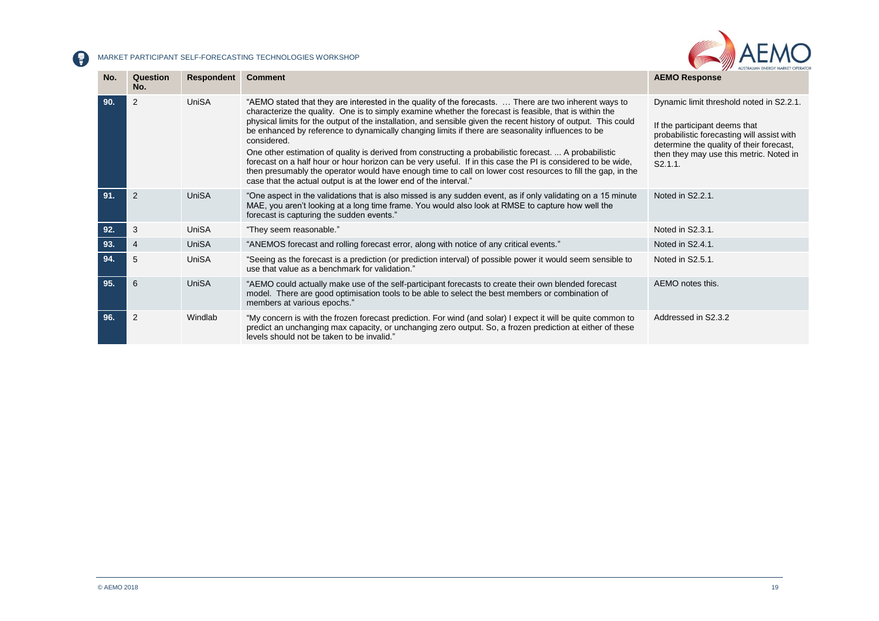| No. | Question No. | Respondent | Comment | AEMO Response |
| --- | --- | --- | --- | --- |
| 90. | 2 | UniSA | "AEMO stated that they are interested in the quality of the forecasts. … There are two inherent ways to characterize the quality. One is to simply examine whether the forecast is feasible, that is within the physical limits for the output of the installation, and sensible given the recent history of output. This could be enhanced by reference to dynamically changing limits if there are seasonality influences to be considered.<br>One other estimation of quality is derived from constructing a probabilistic forecast. ... A probabilistic forecast on a half hour or hour horizon can be very useful. If in this case the PI is considered to be wide, then presumably the operator would have enough time to call on lower cost resources to fill the gap, in the case that the actual output is at the lower end of the interval." | Dynamic limit threshold noted in S2.2.1.<br><br>If the participant deems that probabilistic forecasting will assist with determine the quality of their forecast, then they may use this metric. Noted in S2.1.1. |
| 91. | 2 | UniSA | "One aspect in the validations that is also missed is any sudden event, as if only validating on a 15 minute MAE, you aren't looking at a long time frame. You would also look at RMSE to capture how well the forecast is capturing the sudden events." | Noted in S2.2.1. |
| 92. | 3 | UniSA | "They seem reasonable." | Noted in S2.3.1. |
| 93. | 4 | UniSA | "ANEMOS forecast and rolling forecast error, along with notice of any critical events." | Noted in S2.4.1. |
| 94. | 5 | UniSA | "Seeing as the forecast is a prediction (or prediction interval) of possible power it would seem sensible to use that value as a benchmark for validation." | Noted in S2.5.1. |
| 95. | 6 | UniSA | "AEMO could actually make use of the self-participant forecasts to create their own blended forecast model. There are good optimisation tools to be able to select the best members or combination of members at various epochs." | AEMO notes this. |
| 96. | 2 | Windlab | "My concern is with the frozen forecast prediction. For wind (and solar) I expect it will be quite common to predict an unchanging max capacity, or unchanging zero output. So, a frozen prediction at either of these levels should not be taken to be invalid." | Addressed in S2.3.2 |